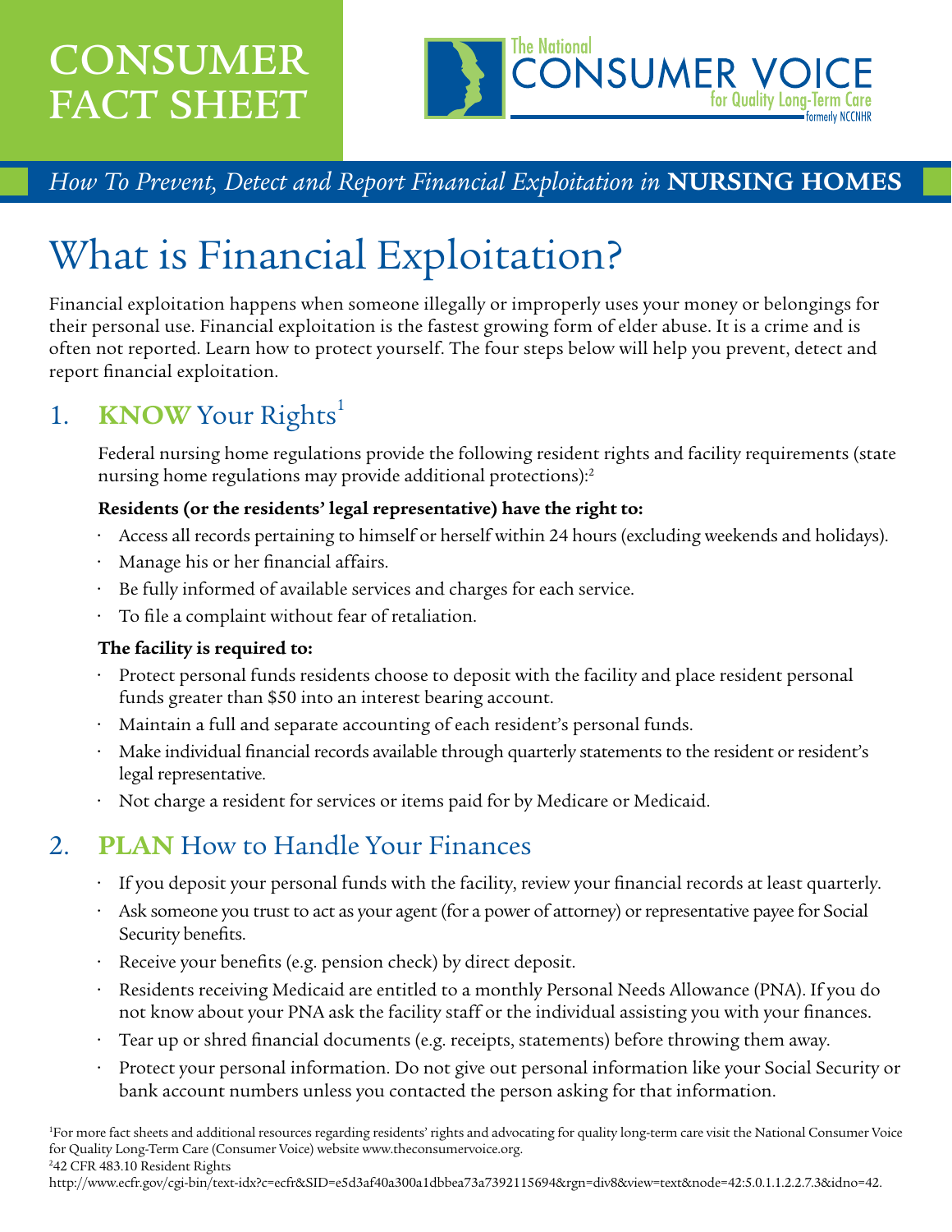# CONSUMER FACT SHEET

The National CONSUMER VOICE for Quality Long-Term Care
formerly NCCNHR

*How To Prevent, Detect and Report Financial Exploitation in* **NURSING HOMES**

# What is Financial Exploitation?

Financial exploitation happens when someone illegally or improperly uses your money or belongings for their personal use. Financial exploitation is the fastest growing form of elder abuse. It is a crime and is often not reported. Learn how to protect yourself. The four steps below will help you prevent, detect and report financial exploitation.

## 1. KNOW Your Rights[1]

Federal nursing home regulations provide the following resident rights and facility requirements (state nursing home regulations may provide additional protections):[2]

**Residents (or the residents' legal representative) have the right to:**

- Access all records pertaining to himself or herself within 24 hours (excluding weekends and holidays).
- Manage his or her financial affairs.
- Be fully informed of available services and charges for each service.
- To file a complaint without fear of retaliation.

**The facility is required to:**

- Protect personal funds residents choose to deposit with the facility and place resident personal funds greater than $50 into an interest bearing account.
- Maintain a full and separate accounting of each resident's personal funds.
- Make individual financial records available through quarterly statements to the resident or resident's legal representative.
- Not charge a resident for services or items paid for by Medicare or Medicaid.

## 2. PLAN How to Handle Your Finances

- If you deposit your personal funds with the facility, review your financial records at least quarterly.
- Ask someone you trust to act as your agent (for a power of attorney) or representative payee for Social Security benefits.
- Receive your benefits (e.g. pension check) by direct deposit.
- Residents receiving Medicaid are entitled to a monthly Personal Needs Allowance (PNA). If you do not know about your PNA ask the facility staff or the individual assisting you with your finances.
- Tear up or shred financial documents (e.g. receipts, statements) before throwing them away.
- Protect your personal information. Do not give out personal information like your Social Security or bank account numbers unless you contacted the person asking for that information.

[1]For more fact sheets and additional resources regarding residents' rights and advocating for quality long-term care visit the National Consumer Voice for Quality Long-Term Care (Consumer Voice) website www.theconsumervoice.org.
[2]42 CFR 483.10 Resident Rights
http://www.ecfr.gov/cgi-bin/text-idx?c=ecfr&SID=e5d3af40a300a1dbbea73a7392115694&rgn=div8&view=text&node=42:5.0.1.1.2.2.7.3&idno=42.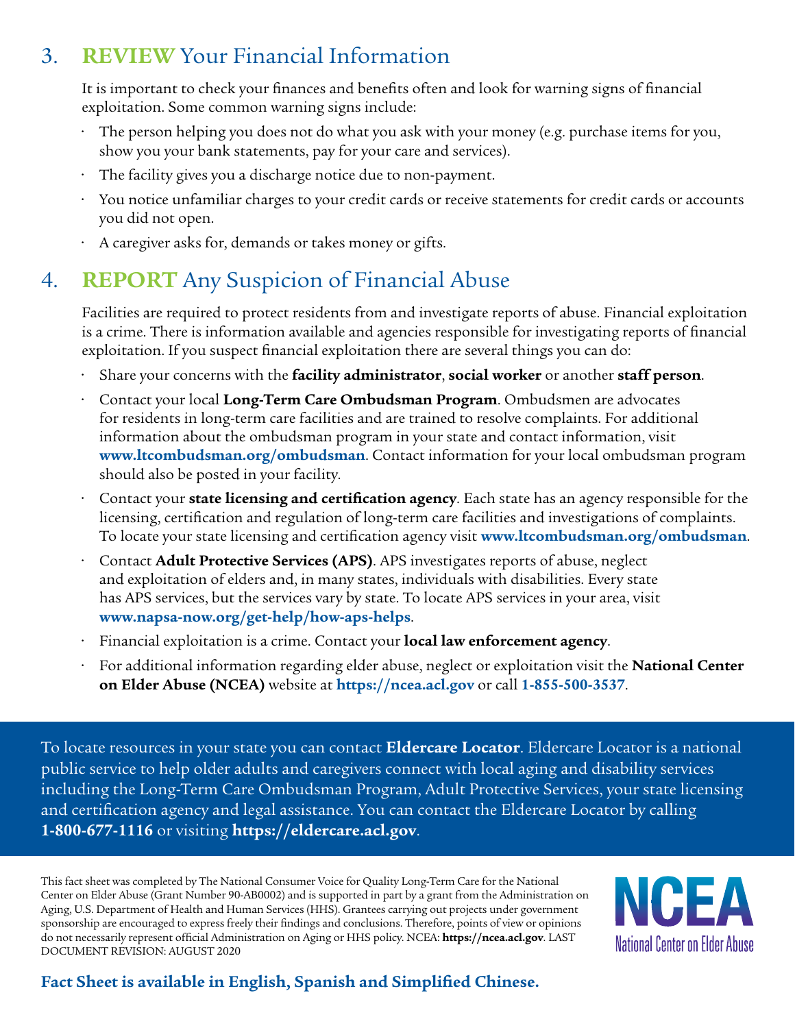## 3. **REVIEW** Your Financial Information

It is important to check your finances and benefits often and look for warning signs of financial exploitation. Some common warning signs include:

- The person helping you does not do what you ask with your money (e.g. purchase items for you, show you your bank statements, pay for your care and services).
- The facility gives you a discharge notice due to non-payment.
- You notice unfamiliar charges to your credit cards or receive statements for credit cards or accounts you did not open.
- A caregiver asks for, demands or takes money or gifts.

## 4. **REPORT** Any Suspicion of Financial Abuse

Facilities are required to protect residents from and investigate reports of abuse. Financial exploitation is a crime. There is information available and agencies responsible for investigating reports of financial exploitation. If you suspect financial exploitation there are several things you can do:

- Share your concerns with the **facility administrator**, **social worker** or another **staff person**.
- Contact your local **Long-Term Care Ombudsman Program**. Ombudsmen are advocates for residents in long-term care facilities and are trained to resolve complaints. For additional information about the ombudsman program in your state and contact information, visit **www.ltcombudsman.org/ombudsman**. Contact information for your local ombudsman program should also be posted in your facility.
- Contact your **state licensing and certification agency**. Each state has an agency responsible for the licensing, certification and regulation of long-term care facilities and investigations of complaints. To locate your state licensing and certification agency visit **www.ltcombudsman.org/ombudsman**.
- Contact **Adult Protective Services (APS)**. APS investigates reports of abuse, neglect and exploitation of elders and, in many states, individuals with disabilities. Every state has APS services, but the services vary by state. To locate APS services in your area, visit **www.napsa-now.org/get-help/how-aps-helps**.
- Financial exploitation is a crime. Contact your **local law enforcement agency**.
- For additional information regarding elder abuse, neglect or exploitation visit the **National Center on Elder Abuse (NCEA)** website at **https://ncea.acl.gov** or call **1-855-500-3537**.

To locate resources in your state you can contact **Eldercare Locator**. Eldercare Locator is a national public service to help older adults and caregivers connect with local aging and disability services including the Long-Term Care Ombudsman Program, Adult Protective Services, your state licensing and certification agency and legal assistance. You can contact the Eldercare Locator by calling **1-800-677-1116** or visiting **https://eldercare.acl.gov**.

This fact sheet was completed by The National Consumer Voice for Quality Long-Term Care for the National Center on Elder Abuse (Grant Number 90-AB0002) and is supported in part by a grant from the Administration on Aging, U.S. Department of Health and Human Services (HHS). Grantees carrying out projects under government sponsorship are encouraged to express freely their findings and conclusions. Therefore, points of view or opinions do not necessarily represent official Administration on Aging or HHS policy. NCEA: **https://ncea.acl.gov**. LAST DOCUMENT REVISION: AUGUST 2020

NCEA
National Center on Elder Abuse

**Fact Sheet is available in English, Spanish and Simplified Chinese.**